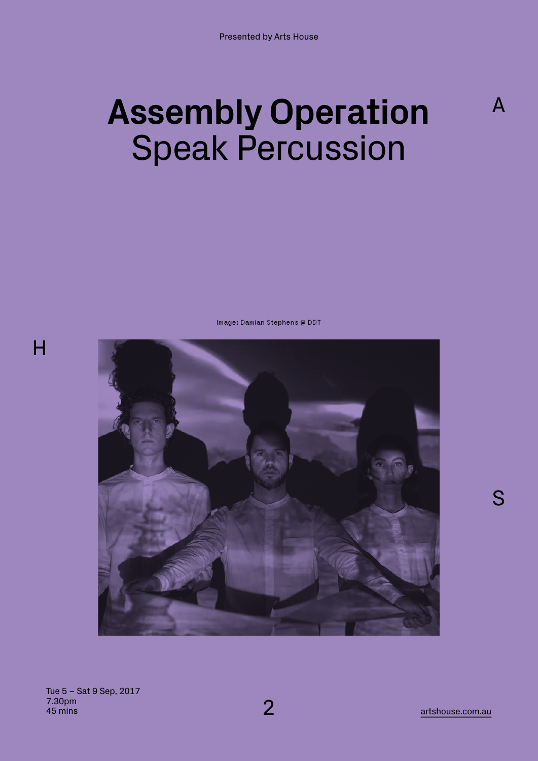Presented by Arts House

# Assembly Operation
## Speak Percussion

Image: Damian Stephens @ DDT

Tue 5 – Sat 9 Sep, 2017
7.30pm
45 mins

artshouse.com.au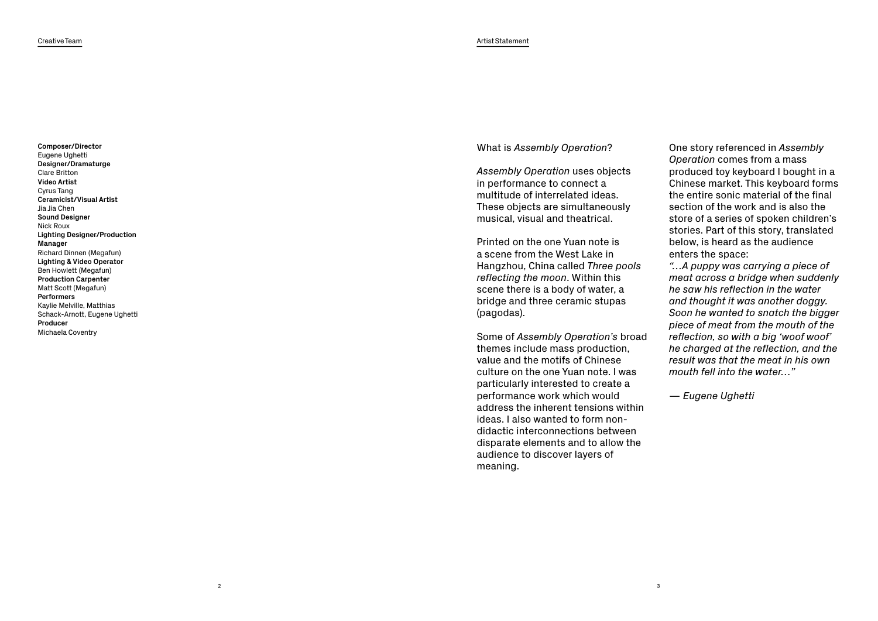## Creative Team

**Composer/Director**
Eugene Ughetti
**Designer/Dramaturge**
Clare Britton
**Video Artist**
Cyrus Tang
**Ceramicist/Visual Artist**
Jia Jia Chen
**Sound Designer**
Nick Roux
**Lighting Designer/Production Manager**
Richard Dinnen (Megafun)
**Lighting & Video Operator**
Ben Howlett (Megafun)
**Production Carpenter**
Matt Scott (Megafun)
**Performers**
Kaylie Melville, Matthias Schack-Arnott, Eugene Ughetti
**Producer**
Michaela Coventry

## Artist Statement

What is *Assembly Operation*?

*Assembly Operation* uses objects in performance to connect a multitude of interrelated ideas. These objects are simultaneously musical, visual and theatrical.

Printed on the one Yuan note is a scene from the West Lake in Hangzhou, China called *Three pools reflecting the moon*. Within this scene there is a body of water, a bridge and three ceramic stupas (pagodas).

Some of *Assembly Operation's* broad themes include mass production, value and the motifs of Chinese culture on the one Yuan note. I was particularly interested to create a performance work which would address the inherent tensions within ideas. I also wanted to form non-didactic interconnections between disparate elements and to allow the audience to discover layers of meaning.

One story referenced in *Assembly Operation* comes from a mass produced toy keyboard I bought in a Chinese market. This keyboard forms the entire sonic material of the final section of the work and is also the store of a series of spoken children's stories. Part of this story, translated below, is heard as the audience enters the space:
*"…A puppy was carrying a piece of meat across a bridge when suddenly he saw his reflection in the water and thought it was another doggy. Soon he wanted to snatch the bigger piece of meat from the mouth of the reflection, so with a big 'woof woof' he charged at the reflection, and the result was that the meat in his own mouth fell into the water…"*

*— Eugene Ughetti*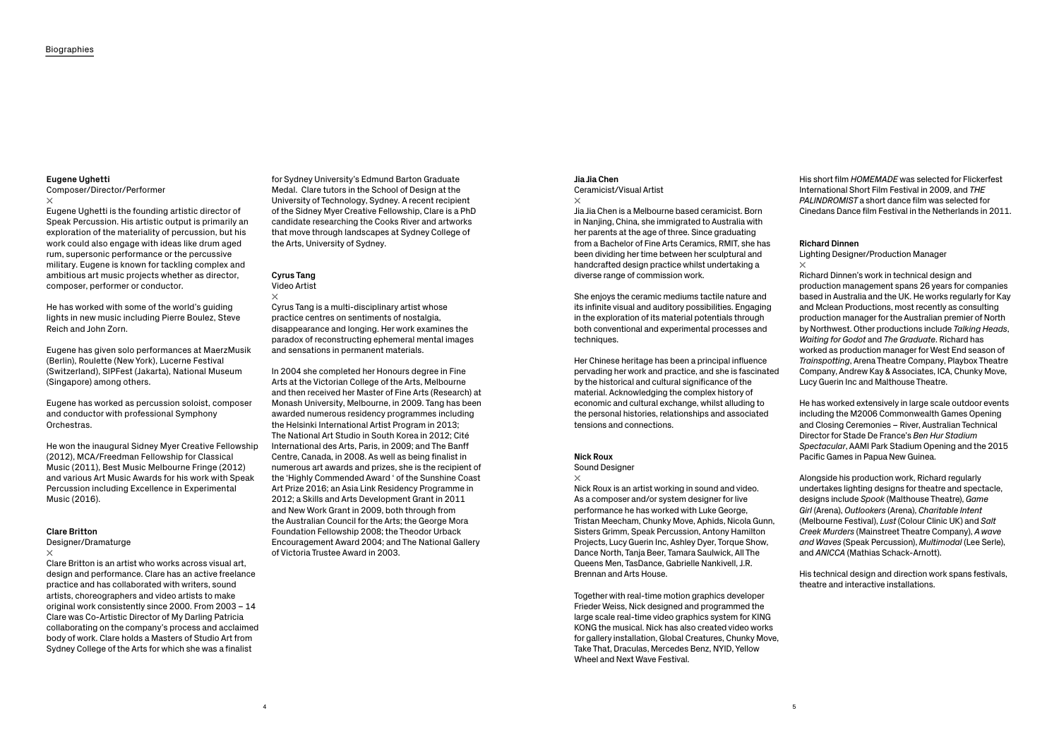# Biographies

## Eugene Ughetti

Composer/Director/Performer

×

Eugene Ughetti is the founding artistic director of Speak Percussion. His artistic output is primarily an exploration of the materiality of percussion, but his work could also engage with ideas like drum aged rum, supersonic performance or the percussive military. Eugene is known for tackling complex and ambitious art music projects whether as director, composer, performer or conductor.

He has worked with some of the world's guiding lights in new music including Pierre Boulez, Steve Reich and John Zorn.

Eugene has given solo performances at MaerzMusik (Berlin), Roulette (New York), Lucerne Festival (Switzerland), SIPFest (Jakarta), National Museum (Singapore) among others.

Eugene has worked as percussion soloist, composer and conductor with professional Symphony Orchestras.

He won the inaugural Sidney Myer Creative Fellowship (2012), MCA/Freedman Fellowship for Classical Music (2011), Best Music Melbourne Fringe (2012) and various Art Music Awards for his work with Speak Percussion including Excellence in Experimental Music (2016).

## Clare Britton

Designer/Dramaturge

×

Clare Britton is an artist who works across visual art, design and performance. Clare has an active freelance practice and has collaborated with writers, sound artists, choreographers and video artists to make original work consistently since 2000. From 2003 – 14 Clare was Co-Artistic Director of My Darling Patricia collaborating on the company's process and acclaimed body of work. Clare holds a Masters of Studio Art from Sydney College of the Arts for which she was a finalist for Sydney University's Edmund Barton Graduate Medal. Clare tutors in the School of Design at the University of Technology, Sydney. A recent recipient of the Sidney Myer Creative Fellowship, Clare is a PhD candidate researching the Cooks River and artworks that move through landscapes at Sydney College of the Arts, University of Sydney.

## Cyrus Tang

Video Artist

×

Cyrus Tang is a multi-disciplinary artist whose practice centres on sentiments of nostalgia, disappearance and longing. Her work examines the paradox of reconstructing ephemeral mental images and sensations in permanent materials.

In 2004 she completed her Honours degree in Fine Arts at the Victorian College of the Arts, Melbourne and then received her Master of Fine Arts (Research) at Monash University, Melbourne, in 2009. Tang has been awarded numerous residency programmes including the Helsinki International Artist Program in 2013; The National Art Studio in South Korea in 2012; Cité International des Arts, Paris, in 2009; and The Banff Centre, Canada, in 2008. As well as being finalist in numerous art awards and prizes, she is the recipient of the 'Highly Commended Award ' of the Sunshine Coast Art Prize 2016; an Asia Link Residency Programme in 2012; a Skills and Arts Development Grant in 2011 and New Work Grant in 2009, both through from the Australian Council for the Arts; the George Mora Foundation Fellowship 2008; the Theodor Urback Encouragement Award 2004; and The National Gallery of Victoria Trustee Award in 2003.

## Jia Jia Chen

Ceramicist/Visual Artist

×

Jia Jia Chen is a Melbourne based ceramicist. Born in Nanjing, China, she immigrated to Australia with her parents at the age of three. Since graduating from a Bachelor of Fine Arts Ceramics, RMIT, she has been dividing her time between her sculptural and handcrafted design practice whilst undertaking a diverse range of commission work.

She enjoys the ceramic mediums tactile nature and its infinite visual and auditory possibilities. Engaging in the exploration of its material potentials through both conventional and experimental processes and techniques.

Her Chinese heritage has been a principal influence pervading her work and practice, and she is fascinated by the historical and cultural significance of the material. Acknowledging the complex history of economic and cultural exchange, whilst alluding to the personal histories, relationships and associated tensions and connections.

## Nick Roux

Sound Designer

×

Nick Roux is an artist working in sound and video. As a composer and/or system designer for live performance he has worked with Luke George, Tristan Meecham, Chunky Move, Aphids, Nicola Gunn, Sisters Grimm, Speak Percussion, Antony Hamilton Projects, Lucy Guerin Inc, Ashley Dyer, Torque Show, Dance North, Tanja Beer, Tamara Saulwick, All The Queens Men, TasDance, Gabrielle Nankivell, J.R. Brennan and Arts House.

Together with real-time motion graphics developer Frieder Weiss, Nick designed and programmed the large scale real-time video graphics system for KING KONG the musical. Nick has also created video works for gallery installation, Global Creatures, Chunky Move, Take That, Draculas, Mercedes Benz, NYID, Yellow Wheel and Next Wave Festival.

His short film *HOMEMADE* was selected for Flickerfest International Short Film Festival in 2009, and *THE PALINDROMIST* a short dance film was selected for Cinedans Dance film Festival in the Netherlands in 2011.

## Richard Dinnen

Lighting Designer/Production Manager

×

Richard Dinnen's work in technical design and production management spans 26 years for companies based in Australia and the UK. He works regularly for Kay and Mclean Productions, most recently as consulting production manager for the Australian premier of North by Northwest. Other productions include *Talking Heads*, *Waiting for Godot* and *The Graduate*. Richard has worked as production manager for West End season of *Trainspotting*, Arena Theatre Company, Playbox Theatre Company, Andrew Kay & Associates, ICA, Chunky Move, Lucy Guerin Inc and Malthouse Theatre.

He has worked extensively in large scale outdoor events including the M2006 Commonwealth Games Opening and Closing Ceremonies – River, Australian Technical Director for Stade De France's *Ben Hur Stadium Spectacular*, AAMI Park Stadium Opening and the 2015 Pacific Games in Papua New Guinea.

Alongside his production work, Richard regularly undertakes lighting designs for theatre and spectacle, designs include *Spook* (Malthouse Theatre), *Game Girl* (Arena), *Outlookers* (Arena), *Charitable Intent* (Melbourne Festival), *Lust* (Colour Clinic UK) and *Salt Creek Murders* (Mainstreet Theatre Company), *A wave and Waves* (Speak Percussion), *Multimodal* (Lee Serle), and *ANICCA* (Mathias Schack-Arnott).

His technical design and direction work spans festivals, theatre and interactive installations.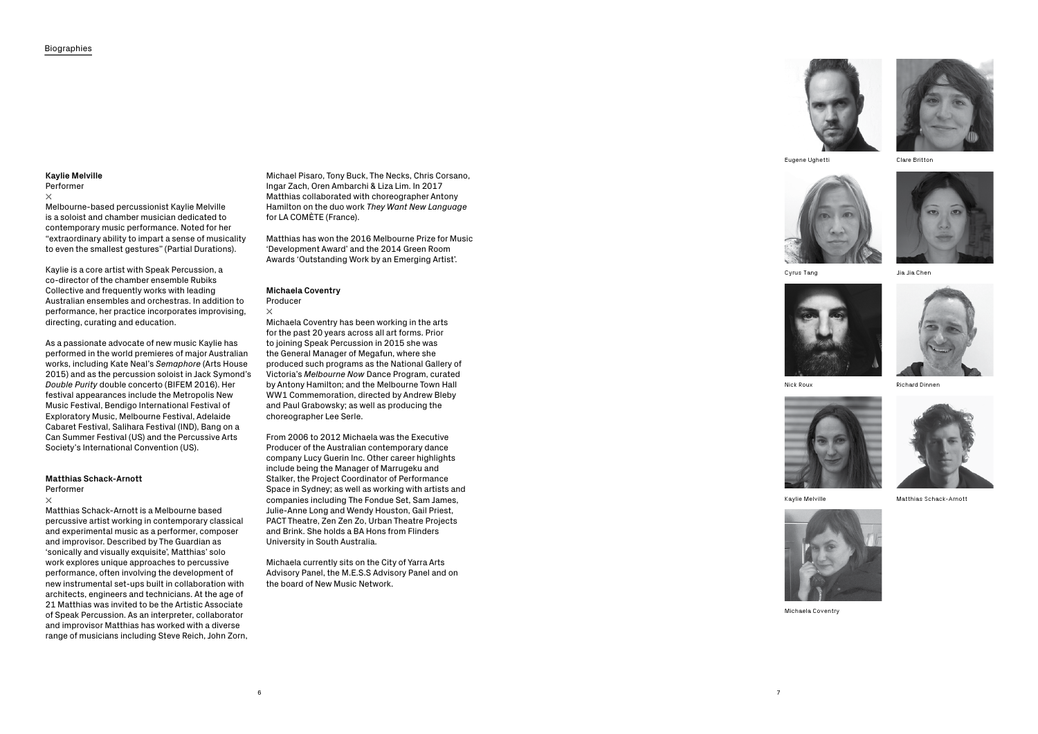## Kaylie Melville

Performer

×

Melbourne-based percussionist Kaylie Melville is a soloist and chamber musician dedicated to contemporary music performance. Noted for her "extraordinary ability to impart a sense of musicality to even the smallest gestures" (Partial Durations).

Kaylie is a core artist with Speak Percussion, a co-director of the chamber ensemble Rubiks Collective and frequently works with leading Australian ensembles and orchestras. In addition to performance, her practice incorporates improvising, directing, curating and education.

As a passionate advocate of new music Kaylie has performed in the world premieres of major Australian works, including Kate Neal's *Semaphore* (Arts House 2015) and as the percussion soloist in Jack Symond's *Double Purity* double concerto (BIFEM 2016). Her festival appearances include the Metropolis New Music Festival, Bendigo International Festival of Exploratory Music, Melbourne Festival, Adelaide Cabaret Festival, Salihara Festival (IND), Bang on a Can Summer Festival (US) and the Percussive Arts Society's International Convention (US).

## Matthias Schack-Arnott

Performer

×

Matthias Schack-Arnott is a Melbourne based percussive artist working in contemporary classical and experimental music as a performer, composer and improvisor. Described by The Guardian as 'sonically and visually exquisite', Matthias' solo work explores unique approaches to percussive performance, often involving the development of new instrumental set-ups built in collaboration with architects, engineers and technicians. At the age of 21 Matthias was invited to be the Artistic Associate of Speak Percussion. As an interpreter, collaborator and improvisor Matthias has worked with a diverse range of musicians including Steve Reich, John Zorn, Michael Pisaro, Tony Buck, The Necks, Chris Corsano, Ingar Zach, Oren Ambarchi & Liza Lim. In 2017 Matthias collaborated with choreographer Antony Hamilton on the duo work *They Want New Language* for LA COMÈTE (France).

Matthias has won the 2016 Melbourne Prize for Music 'Development Award' and the 2014 Green Room Awards 'Outstanding Work by an Emerging Artist'.

## Michaela Coventry

Producer

×

Michaela Coventry has been working in the arts for the past 20 years across all art forms. Prior to joining Speak Percussion in 2015 she was the General Manager of Megafun, where she produced such programs as the National Gallery of Victoria's *Melbourne Now* Dance Program, curated by Antony Hamilton; and the Melbourne Town Hall WW1 Commemoration, directed by Andrew Bleby and Paul Grabowsky; as well as producing the choreographer Lee Serle.

From 2006 to 2012 Michaela was the Executive Producer of the Australian contemporary dance company Lucy Guerin Inc. Other career highlights include being the Manager of Marrugeku and Stalker, the Project Coordinator of Performance Space in Sydney; as well as working with artists and companies including The Fondue Set, Sam James, Julie-Anne Long and Wendy Houston, Gail Priest, PACT Theatre, Zen Zen Zo, Urban Theatre Projects and Brink. She holds a BA Hons from Flinders University in South Australia.

Michaela currently sits on the City of Yarra Arts Advisory Panel, the M.E.S.S Advisory Panel and on the board of New Music Network.

Eugene Ughetti

Clare Britton

Cyrus Tang

Jia Jia Chen

Nick Roux

Richard Dinnen

Kaylie Melville

Matthias Schack-Arnott

Michaela Coventry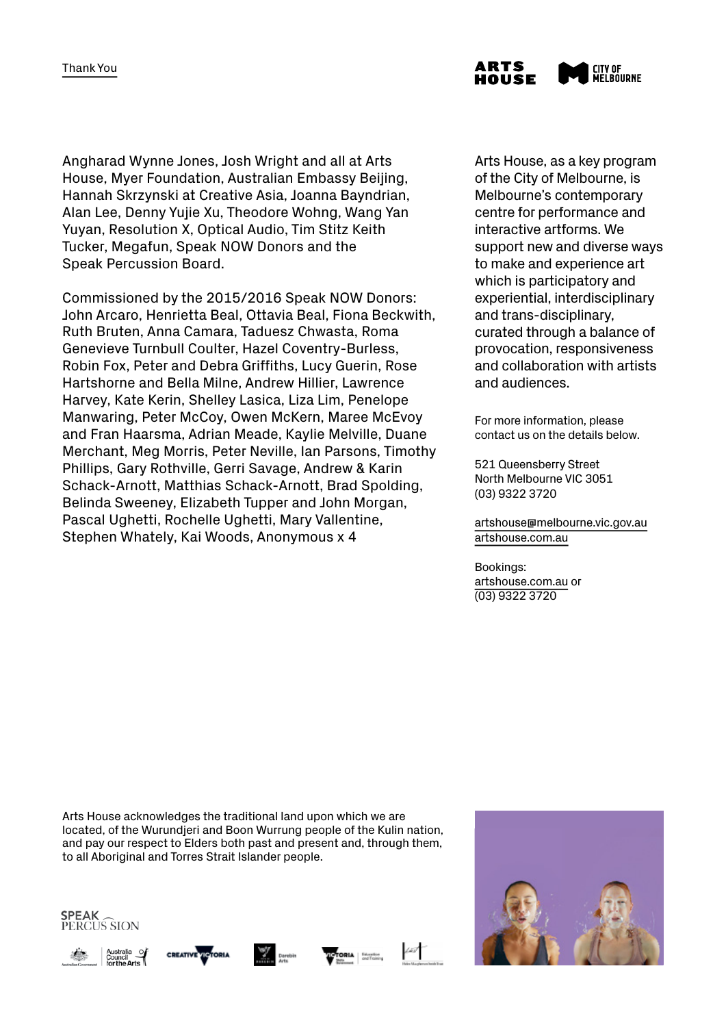Thank You

ARTS HOUSE

CITY OF MELBOURNE

Angharad Wynne Jones, Josh Wright and all at Arts House, Myer Foundation, Australian Embassy Beijing, Hannah Skrzynski at Creative Asia, Joanna Bayndrian, Alan Lee, Denny Yujie Xu, Theodore Wohng, Wang Yan Yuyan, Resolution X, Optical Audio, Tim Stitz Keith Tucker, Megafun, Speak NOW Donors and the Speak Percussion Board.

Commissioned by the 2015/2016 Speak NOW Donors: John Arcaro, Henrietta Beal, Ottavia Beal, Fiona Beckwith, Ruth Bruten, Anna Camara, Taduesz Chwasta, Roma Genevieve Turnbull Coulter, Hazel Coventry-Burless, Robin Fox, Peter and Debra Griffiths, Lucy Guerin, Rose Hartshorne and Bella Milne, Andrew Hillier, Lawrence Harvey, Kate Kerin, Shelley Lasica, Liza Lim, Penelope Manwaring, Peter McCoy, Owen McKern, Maree McEvoy and Fran Haarsma, Adrian Meade, Kaylie Melville, Duane Merchant, Meg Morris, Peter Neville, Ian Parsons, Timothy Phillips, Gary Rothville, Gerri Savage, Andrew & Karin Schack-Arnott, Matthias Schack-Arnott, Brad Spolding, Belinda Sweeney, Elizabeth Tupper and John Morgan, Pascal Ughetti, Rochelle Ughetti, Mary Vallentine, Stephen Whately, Kai Woods, Anonymous x 4

Arts House, as a key program of the City of Melbourne, is Melbourne's contemporary centre for performance and interactive artforms. We support new and diverse ways to make and experience art which is participatory and experiential, interdisciplinary and trans-disciplinary, curated through a balance of provocation, responsiveness and collaboration with artists and audiences.

For more information, please contact us on the details below.

521 Queensberry Street
North Melbourne VIC 3051
(03) 9322 3720

artshouse@melbourne.vic.gov.au
artshouse.com.au

Bookings:
artshouse.com.au or
(03) 9322 3720

Arts House acknowledges the traditional land upon which we are located, of the Wurundjeri and Boon Wurrung people of the Kulin nation, and pay our respect to Elders both past and present and, through them, to all Aboriginal and Torres Strait Islander people.

SPEAK PERCUSSION